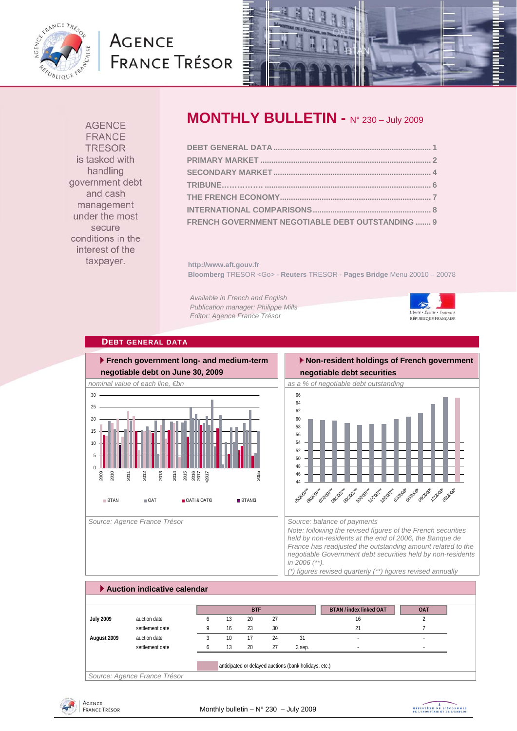AGENCE FRANCE TRÉSOR

AGENCE FRANCE TRESOR is tasked with handling government debt and cash management under the most secure conditions in the interest of the taxpayer.

# MONTHLY BULLETIN - N° 230 – July 2009

DEBT GENERAL DATA ........ 1
PRIMARY MARKET ........ 2
SECONDARY MARKET ........ 4
TRIBUNE........ 6
THE FRENCH ECONOMY ........ 7
INTERNATIONAL COMPARISONS ........ 8
FRENCH GOVERNMENT NEGOTIABLE DEBT OUTSTANDING ........ 9

**http://www.aft.gouv.fr**
**Bloomberg** TRESOR <Go> - **Reuters** TRESOR - **Pages Bridge** Menu 20010 – 20078

*Available in French and English*
*Publication manager: Philippe Mills*
*Editor: Agence France Trésor*

## DEBT GENERAL DATA

### French government long- and medium-term negotiable debt on June 30, 2009

*nominal value of each line, €bn*

Source: Agence France Trésor

### Non-resident holdings of French government negotiable debt securities

*as a % of negotiable debt outstanding*

Source: balance of payments

Note: following the revised figures of the French securities held by non-residents at the end of 2006, the Banque de France has readjusted the outstanding amount related to the negotiable Government debt securities held by non-residents in 2006 (**).

(*) figures revised quarterly (**) figures revised annually

### Auction indicative calendar

| | | BTF | | | | | BTAN / index linked OAT | OAT |
|---|---|---|---|---|---|---|---|---|
| **July 2009** | auction date | 6 | 13 | 20 | 27 | | 16 | 2 |
| | settlement date | 9 | 16 | 23 | 30 | | 21 | 7 |
| **August 2009** | auction date | 3 | 10 | 17 | 24 | 31 | - | - |
| | settlement date | 6 | 13 | 20 | 27 | 3 sep. | - | - |

anticipated or delayed auctions (bank holidays, etc.)

Source: Agence France Trésor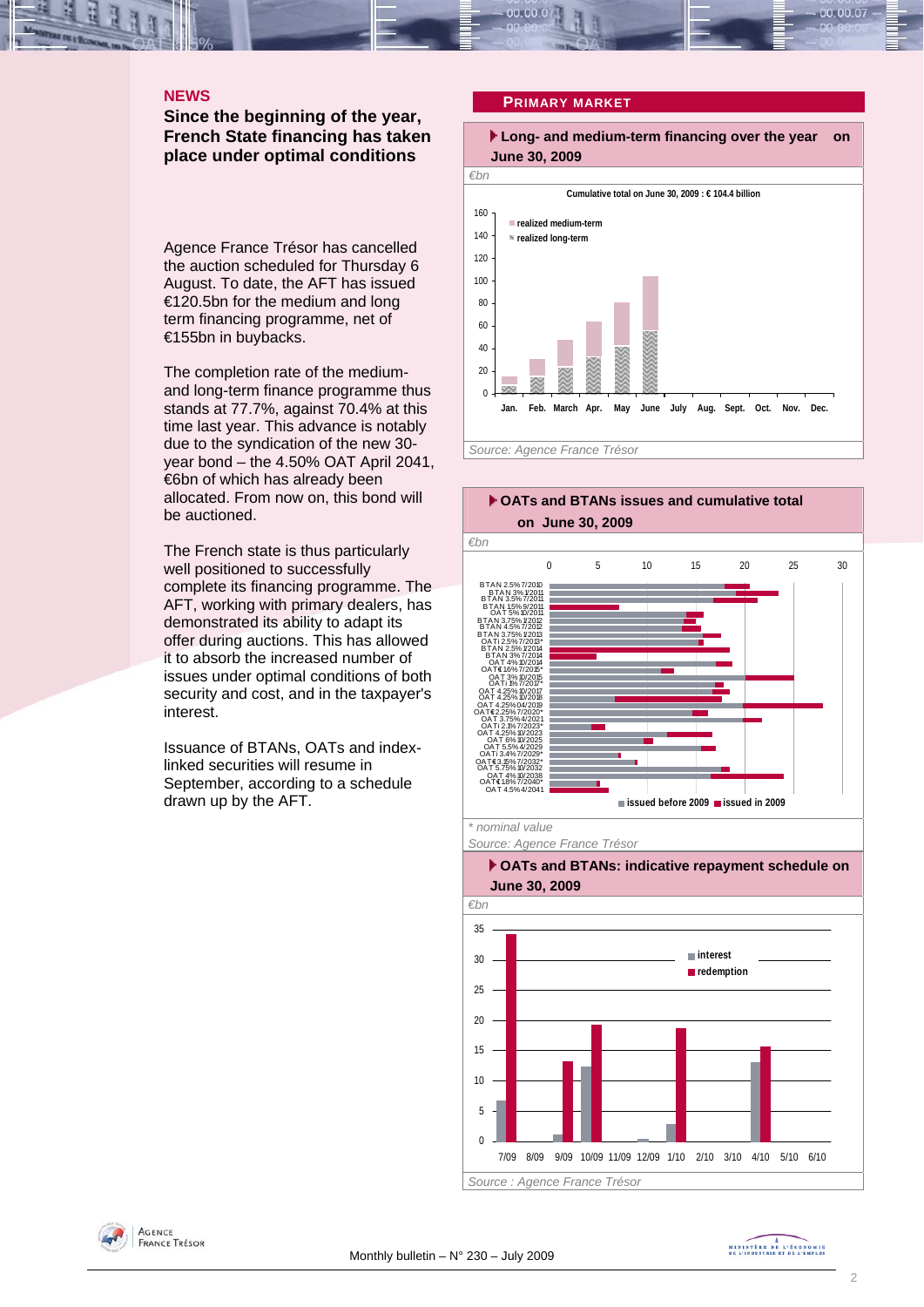## NEWS

### Since the beginning of the year, French State financing has taken place under optimal conditions

Agence France Trésor has cancelled the auction scheduled for Thursday 6 August. To date, the AFT has issued €120.5bn for the medium and long term financing programme, net of €155bn in buybacks.

The completion rate of the medium- and long-term finance programme thus stands at 77.7%, against 70.4% at this time last year. This advance is notably due to the syndication of the new 30-year bond – the 4.50% OAT April 2041, €6bn of which has already been allocated. From now on, this bond will be auctioned.

The French state is thus particularly well positioned to successfully complete its financing programme. The AFT, working with primary dealers, has demonstrated its ability to adapt its offer during auctions. This has allowed it to absorb the increased number of issues under optimal conditions of both security and cost, and in the taxpayer's interest.

Issuance of BTANs, OATs and index-linked securities will resume in September, according to a schedule drawn up by the AFT.

## PRIMARY MARKET

**Long- and medium-term financing over the year on June 30, 2009**

€bn

Cumulative total on June 30, 2009 : € 104.4 billion

Source: Agence France Trésor

**OATs and BTANs issues and cumulative total on June 30, 2009**

€bn

\* nominal value

Source: Agence France Trésor

**OATs and BTANs: indicative repayment schedule on June 30, 2009**

€bn

Source : Agence France Trésor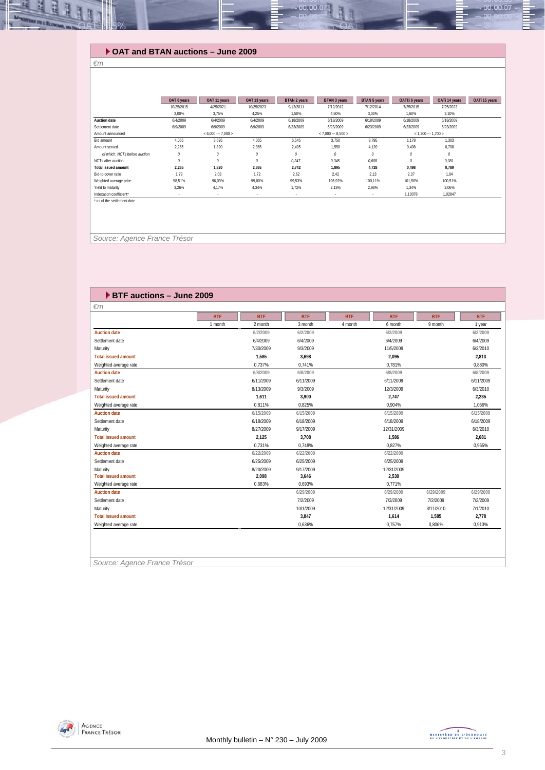## OAT and BTAN auctions – June 2009

*€m*

| | OAT 6 years | OAT 11 years | OAT 13 years | BTAN 2 years | BTAN 3 years | BTAN 5 years | OAT€i 6 years | OATi 14 years | OATi 15 years |
|---|---|---|---|---|---|---|---|---|---|
| | 10/25/2015 | 4/25/2021 | 10/25/2023 | 9/12/2011 | 7/12/2012 | 7/12/2014 | 7/25/2015 | 7/25/2023 | |
| | 3,00% | 3,75% | 4,25% | 1,50% | 4,50% | 3,00% | 1,60% | 2,10% | |
| **Auction date** | 6/4/2009 | 6/4/2009 | 6/4/2009 | 6/18/2009 | 6/18/2009 | 6/18/2009 | 6/18/2009 | 6/18/2009 | |
| Settlement date | 6/9/2009 | 6/9/2009 | 6/9/2009 | 6/23/2009 | 6/23/2009 | 6/23/2009 | 6/23/2009 | 6/23/2009 | |
| Amount announced | | < 6,000 --- 7,000 > | | | < 7,000 --- 8,500 > | | < 1,200 --- 1,700 > | | |
| Bid amount | 4,065 | 3,695 | 4,065 | 6,545 | 3,750 | 8,795 | 1,178 | 1,303 | |
| Amount served | 2,265 | 1,820 | 2,365 | 2,495 | 1,550 | 4,120 | 0,498 | 0,708 | |
| *of which: NCTs before auction* | *0* | *0* | *0* | *0* | *0* | *0* | *0* | *0* | |
| NCTs after auction | *0* | *0* | *0* | *0,247* | *0,345* | *0,608* | *0* | *0,081* | |
| **Total issued amount** | **2,265** | **1,820** | **2,365** | **2,742** | **1,895** | **4,728** | **0,498** | **0,789** | |
| Bid-to-cover ratio | 1,79 | 2,03 | 1,72 | 2,62 | 2,42 | 2,13 | 2,37 | 1,84 | |
| Weighted average price | 98,51% | 96,09% | 99,00% | 99,53% | 106,92% | 100,11% | 101,50% | 100,51% | |
| Yield to maturity | 3,26% | 4,17% | 4,34% | 1,72% | 2,13% | 2,98% | 1,34% | 2,06% | |
| Indexation coefficient* | - | - | - | - | - | - | 1,10078 | 1,02847 | |

\* as of the settlement date

Source: Agence France Trésor

## BTF auctions – June 2009

*€m*

| | BTF 1 month | BTF 2 month | BTF 3 month | BTF 4 month | BTF 6 month | BTF 9 month | BTF 1 year |
|---|---|---|---|---|---|---|---|
| **Auction date** | | 6/2/2009 | 6/2/2009 | | 6/2/2009 | | 6/2/2009 |
| Settlement date | | 6/4/2009 | 6/4/2009 | | 6/4/2009 | | 6/4/2009 |
| Maturity | | 7/30/2009 | 9/3/2009 | | 11/5/2009 | | 6/3/2010 |
| **Total issued amount** | | **1,585** | **3,698** | | **2,095** | | **2,813** |
| Weighted average rate | | 0,737% | 0,741% | | 0,781% | | 0,880% |
| **Auction date** | | 6/8/2009 | 6/8/2009 | | 6/8/2009 | | 6/8/2009 |
| Settlement date | | 6/11/2009 | 6/11/2009 | | 6/11/2009 | | 6/11/2009 |
| Maturity | | 8/13/2009 | 9/3/2009 | | 12/3/2009 | | 6/3/2010 |
| **Total issued amount** | | **1,611** | **3,900** | | **2,747** | | **2,235** |
| Weighted average rate | | 0,811% | 0,825% | | 0,904% | | 1,066% |
| **Auction date** | | 6/15/2009 | 6/15/2009 | | 6/15/2009 | | 6/15/2009 |
| Settlement date | | 6/18/2009 | 6/18/2009 | | 6/18/2009 | | 6/18/2009 |
| Maturity | | 8/27/2009 | 9/17/2009 | | 12/31/2009 | | 6/3/2010 |
| **Total issued amount** | | **2,125** | **3,708** | | **1,586** | | **2,681** |
| Weighted average rate | | 0,731% | 0,748% | | 0,827% | | 0,965% |
| **Auction date** | | 6/22/2009 | 6/22/2009 | | 6/22/2009 | | |
| Settlement date | | 6/25/2009 | 6/25/2009 | | 6/25/2009 | | |
| Maturity | | 8/20/2009 | 9/17/2009 | | 12/31/2009 | | |
| **Total issued amount** | | **2,098** | **3,646** | | **2,530** | | |
| Weighted average rate | | 0,683% | 0,693% | | 0,771% | | |
| **Auction date** | | | 6/29/2009 | | 6/29/2009 | 6/29/2009 | 6/29/2009 |
| Settlement date | | | 7/2/2009 | | 7/2/2009 | 7/2/2009 | 7/2/2009 |
| Maturity | | | 10/1/2009 | | 12/31/2009 | 3/11/2010 | 7/1/2010 |
| **Total issued amount** | | | **3,847** | | **1,614** | **1,585** | **2,778** |
| Weighted average rate | | | 0,636% | | 0,757% | 0,806% | 0,913% |

Source: Agence France Trésor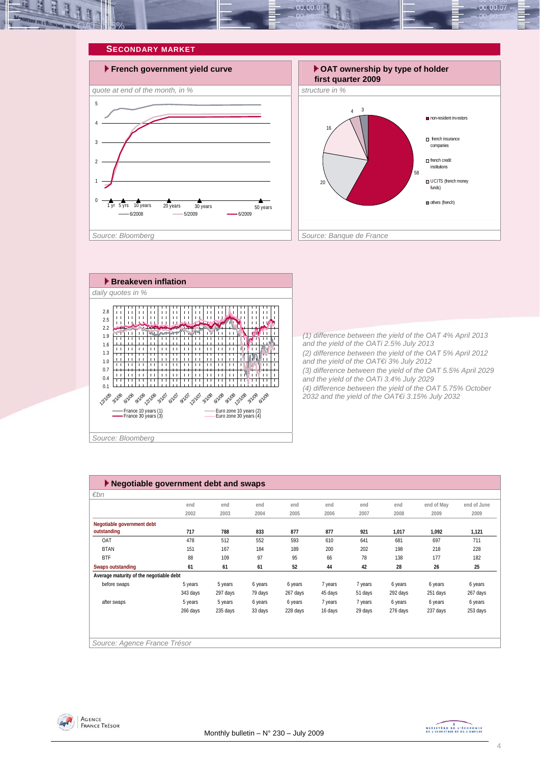## SECONDARY MARKET

### French government yield curve

*quote at end of the month, in %*

Source: Bloomberg

### OAT ownership by type of holder first quarter 2009

*structure in %*

Source: Banque de France

### Breakeven inflation

*daily quotes in %*

Source: Bloomberg

*(1) difference between the yield of the OAT 4% April 2013 and the yield of the OATi 2.5% July 2013*
*(2) difference between the yield of the OAT 5% April 2012 and the yield of the OAT€i 3% July 2012*
*(3) difference between the yield of the OAT 5.5% April 2029 and the yield of the OATi 3.4% July 2029*
*(4) difference between the yield of the OAT 5.75% October 2032 and the yield of the OAT€i 3.15% July 2032*

### Negotiable government debt and swaps

*€bn*

| | end 2002 | end 2003 | end 2004 | end 2005 | end 2006 | end 2007 | end 2008 | end of May 2009 | end of June 2009 |
|---|---|---|---|---|---|---|---|---|---|
| **Negotiable government debt outstanding** | **717** | **788** | **833** | **877** | **877** | **921** | **1,017** | **1,092** | **1,121** |
| OAT | 478 | 512 | 552 | 593 | 610 | 641 | 681 | 697 | 711 |
| BTAN | 151 | 167 | 184 | 189 | 200 | 202 | 198 | 218 | 228 |
| BTF | 88 | 109 | 97 | 95 | 66 | 78 | 138 | 177 | 182 |
| **Swaps outstanding** | **61** | **61** | **61** | **52** | **44** | **42** | **28** | **26** | **25** |
| **Average maturity of the negotiable debt** | | | | | | | | | |
| before swaps | 5 years 343 days | 5 years 297 days | 6 years 79 days | 6 years 267 days | 7 years 45 days | 7 years 51 days | 6 years 292 days | 6 years 251 days | 6 years 267 days |
| after swaps | 5 years 266 days | 5 years 235 days | 6 years 33 days | 6 years 228 days | 7 years 16 days | 7 years 29 days | 6 years 276 days | 6 years 237 days | 6 years 253 days |

Source: Agence France Trésor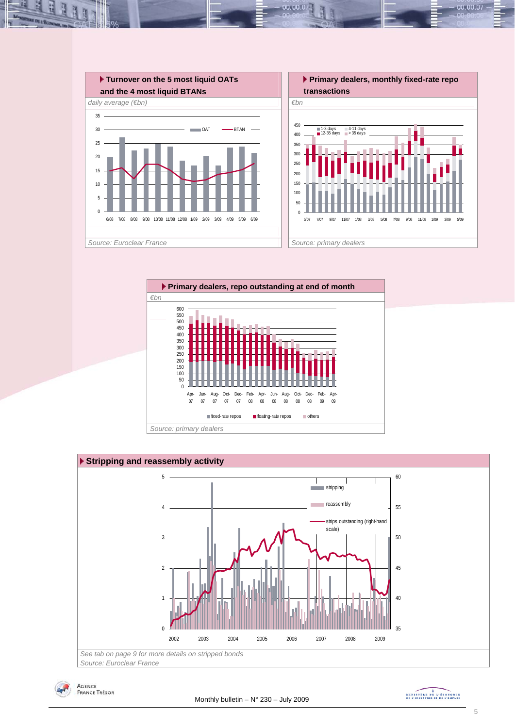### Turnover on the 5 most liquid OATs and the 4 most liquid BTANs

*daily average (€bn)*

*Source: Euroclear France*

### Primary dealers, monthly fixed-rate repo transactions

*€bn*

*Source: primary dealers*

### Primary dealers, repo outstanding at end of month

*€bn*

*Source: primary dealers*

### Stripping and reassembly activity

*See tab on page 9 for more details on stripped bonds*

*Source: Euroclear France*

Monthly bulletin – N° 230 – July 2009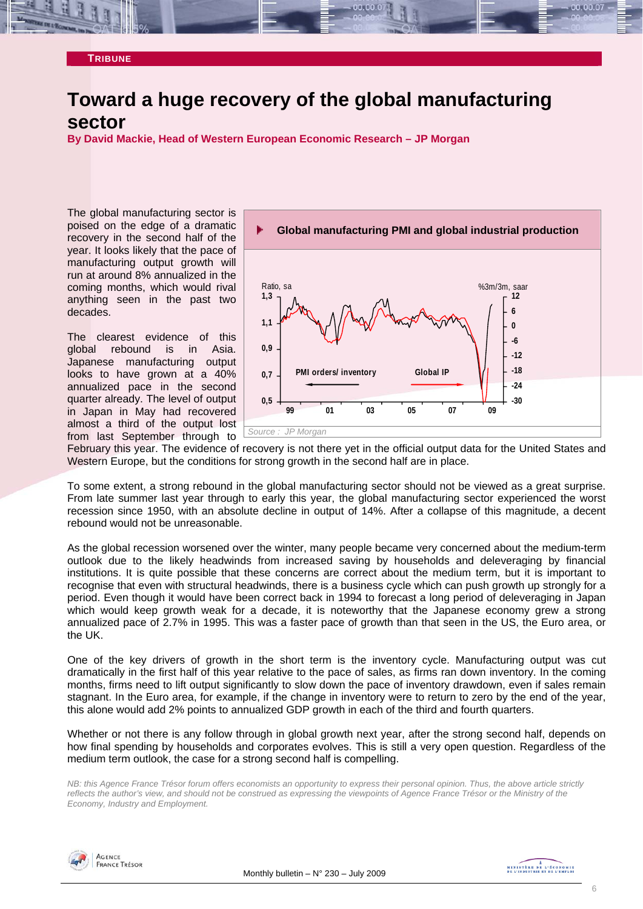**TRIBUNE**

# Toward a huge recovery of the global manufacturing sector

**By David Mackie, Head of Western European Economic Research – JP Morgan**

The global manufacturing sector is poised on the edge of a dramatic recovery in the second half of the year. It looks likely that the pace of manufacturing output growth will run at around 8% annualized in the coming months, which would rival anything seen in the past two decades.

**Global manufacturing PMI and global industrial production**

*Source : JP Morgan*

The clearest evidence of this global rebound is in Asia. Japanese manufacturing output looks to have grown at a 40% annualized pace in the second quarter already. The level of output in Japan in May had recovered almost a third of the output lost from last September through to February this year. The evidence of recovery is not there yet in the official output data for the United States and Western Europe, but the conditions for strong growth in the second half are in place.

To some extent, a strong rebound in the global manufacturing sector should not be viewed as a great surprise. From late summer last year through to early this year, the global manufacturing sector experienced the worst recession since 1950, with an absolute decline in output of 14%. After a collapse of this magnitude, a decent rebound would not be unreasonable.

As the global recession worsened over the winter, many people became very concerned about the medium-term outlook due to the likely headwinds from increased saving by households and deleveraging by financial institutions. It is quite possible that these concerns are correct about the medium term, but it is important to recognise that even with structural headwinds, there is a business cycle which can push growth up strongly for a period. Even though it would have been correct back in 1994 to forecast a long period of deleveraging in Japan which would keep growth weak for a decade, it is noteworthy that the Japanese economy grew a strong annualized pace of 2.7% in 1995. This was a faster pace of growth than that seen in the US, the Euro area, or the UK.

One of the key drivers of growth in the short term is the inventory cycle. Manufacturing output was cut dramatically in the first half of this year relative to the pace of sales, as firms ran down inventory. In the coming months, firms need to lift output significantly to slow down the pace of inventory drawdown, even if sales remain stagnant. In the Euro area, for example, if the change in inventory were to return to zero by the end of the year, this alone would add 2% points to annualized GDP growth in each of the third and fourth quarters.

Whether or not there is any follow through in global growth next year, after the strong second half, depends on how final spending by households and corporates evolves. This is still a very open question. Regardless of the medium term outlook, the case for a strong second half is compelling.

*NB: this Agence France Trésor forum offers economists an opportunity to express their personal opinion. Thus, the above article strictly reflects the author's view, and should not be construed as expressing the viewpoints of Agence France Trésor or the Ministry of the Economy, Industry and Employment.*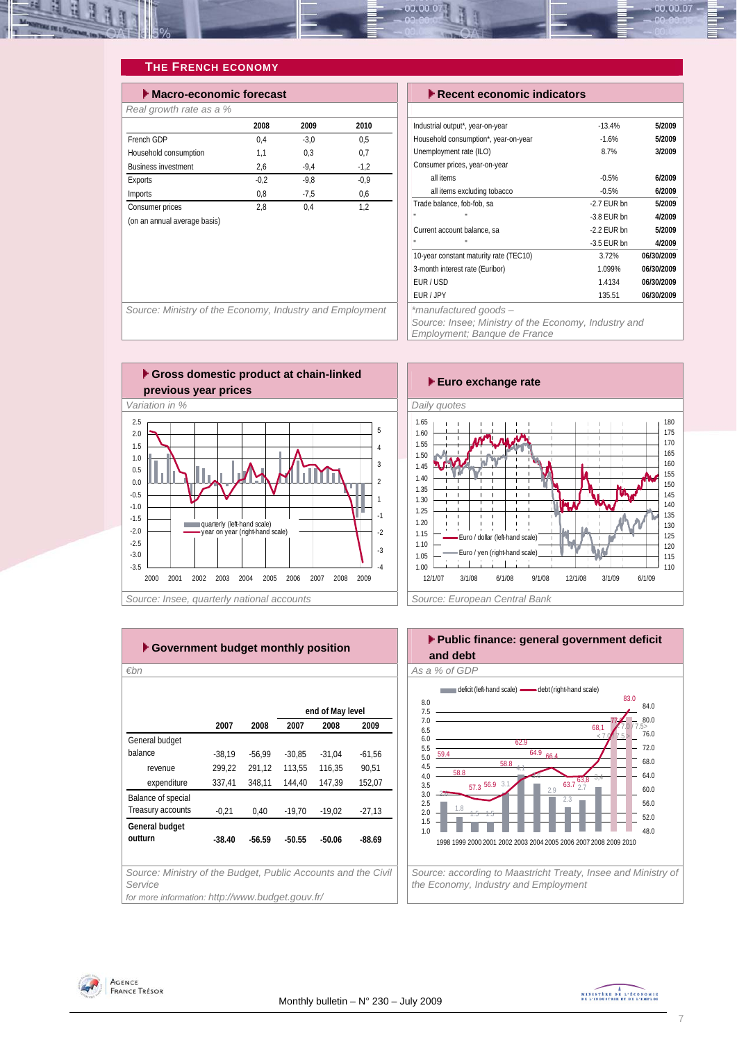## THE FRENCH ECONOMY

### Macro-economic forecast

*Real growth rate as a %*

| | 2008 | 2009 | 2010 |
|---|---|---|---|
| French GDP | 0,4 | -3,0 | 0,5 |
| Household consumption | 1,1 | 0,3 | 0,7 |
| Business investment | 2,6 | -9,4 | -1,2 |
| Exports | -0,2 | -9,8 | -0,9 |
| Imports | 0,8 | -7,5 | 0,6 |
| Consumer prices | 2,8 | 0,4 | 1,2 |
| (on an annual average basis) | | | |

*Source: Ministry of the Economy, Industry and Employment*

### Recent economic indicators

| | | |
|---|---|---|
| Industrial output*, year-on-year | -13.4% | 5/2009 |
| Household consumption*, year-on-year | -1.6% | 5/2009 |
| Unemployment rate (ILO) | 8.7% | 3/2009 |
| Consumer prices, year-on-year | | |
| all items | -0.5% | 6/2009 |
| all items excluding tobacco | -0.5% | 6/2009 |
| Trade balance, fob-fob, sa | -2.7 EUR bn | 5/2009 |
| " " | -3.8 EUR bn | 4/2009 |
| Current account balance, sa | -2.2 EUR bn | 5/2009 |
| " " | -3.5 EUR bn | 4/2009 |
| 10-year constant maturity rate (TEC10) | 3.72% | 06/30/2009 |
| 3-month interest rate (Euribor) | 1.099% | 06/30/2009 |
| EUR / USD | 1.4134 | 06/30/2009 |
| EUR / JPY | 135.51 | 06/30/2009 |

*\*manufactured goods – Source: Insee; Ministry of the Economy, Industry and Employment; Banque de France*

### Gross domestic product at chain-linked previous year prices

*Variation in %*

*Source: Insee, quarterly national accounts*

### Euro exchange rate

*Daily quotes*

*Source: European Central Bank*

### Government budget monthly position

*€bn*

| | 2007 | 2008 | end of May level 2007 | 2008 | 2009 |
|---|---|---|---|---|---|
| General budget balance | -38,19 | -56,99 | -30,85 | -31,04 | -61,56 |
| revenue | 299,22 | 291,12 | 113,55 | 116,35 | 90,51 |
| expenditure | 337,41 | 348,11 | 144,40 | 147,39 | 152,07 |
| Balance of special Treasury accounts | -0,21 | 0,40 | -19,70 | -19,02 | -27,13 |
| **General budget outturn** | **-38.40** | **-56.59** | **-50.55** | **-50.06** | **-88.69** |

*Source: Ministry of the Budget, Public Accounts and the Civil Service*

*for more information: http://www.budget.gouv.fr/*

### Public finance: general government deficit and debt

*As a % of GDP*

*Source: according to Maastricht Treaty, Insee and Ministry of the Economy, Industry and Employment*

Monthly bulletin – N° 230 – July 2009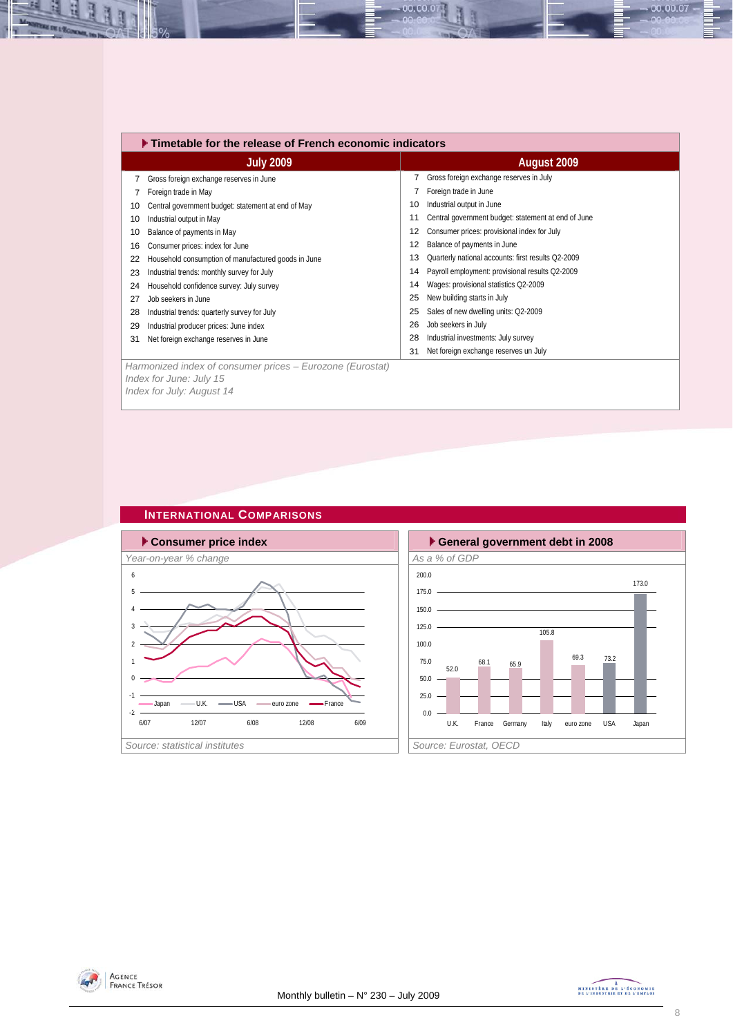## Timetable for the release of French economic indicators

| July 2009 | | August 2009 | |
|---|---|---|---|
| 7 | Gross foreign exchange reserves in June | 7 | Gross foreign exchange reserves in July |
| 7 | Foreign trade in May | 7 | Foreign trade in June |
| 10 | Central government budget: statement at end of May | 10 | Industrial output in June |
| 10 | Industrial output in May | 11 | Central government budget: statement at end of June |
| 10 | Balance of payments in May | 12 | Consumer prices: provisional index for July |
| 16 | Consumer prices: index for June | 12 | Balance of payments in June |
| 22 | Household consumption of manufactured goods in June | 13 | Quarterly national accounts: first results Q2-2009 |
| 23 | Industrial trends: monthly survey for July | 14 | Payroll employment: provisional results Q2-2009 |
| 24 | Household confidence survey: July survey | 14 | Wages: provisional statistics Q2-2009 |
| 27 | Job seekers in June | 25 | New building starts in July |
| 28 | Industrial trends: quarterly survey for July | 25 | Sales of new dwelling units: Q2-2009 |
| 29 | Industrial producer prices: June index | 26 | Job seekers in July |
| 31 | Net foreign exchange reserves in June | 28 | Industrial investments: July survey |
| | | 31 | Net foreign exchange reserves un July |

*Harmonized index of consumer prices – Eurozone (Eurostat)*
*Index for June: July 15*
*Index for July: August 14*

## International Comparisons

### Consumer price index

*Year-on-year % change*

*Source: statistical institutes*

### General government debt in 2008

*As a % of GDP*

| U.K. | France | Germany | Italy | euro zone | USA | Japan |
|---|---|---|---|---|---|---|
| 52.0 | 68.1 | 65.9 | 105.8 | 69.3 | 73.2 | 173.0 |

*Source: Eurostat, OECD*

Monthly bulletin – N° 230 – July 2009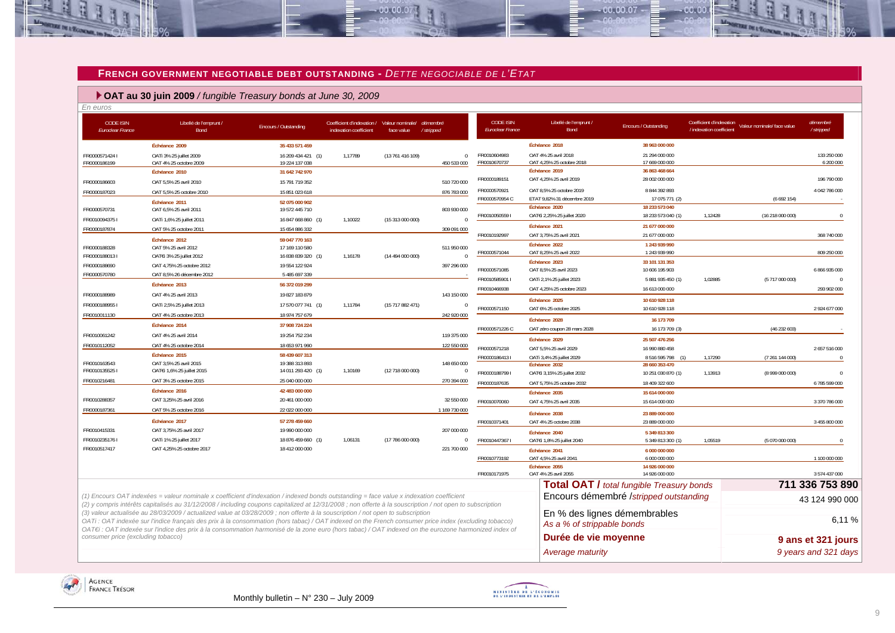## FRENCH GOVERNMENT NEGOTIABLE DEBT OUTSTANDING - *DETTE NEGOCIABLE DE L'ETAT*

### OAT au 30 juin 2009 / *fungible Treasury bonds at June 30, 2009*

*En euros*

| CODE ISIN *Euroclear France* | Libellé de l'emprunt / *Bond* | Encours / *Outstanding* | Coefficient d'indexation / *indexation coefficient* | Valeur nominale/ *face value* | démembré */ stripped* |
|---|---|---|---|---|---|
| | **Échéance 2009** | **35 433 571 459** | | | |
| FR0000571424 I | OATi 3% 25 juillet 2009 | 16 209 434 421 (1) | 1,17789 | (13 761 416 109) | 0 |
| FR0000186199 | OAT 4% 25 octobre 2009 | 19 224 137 038 | | | 450 533 000 |
| | **Échéance 2010** | **31 642 742 970** | | | |
| FR0000186603 | OAT 5,5% 25 avril 2010 | 15 791 719 352 | | | 510 720 000 |
| FR0000187023 | OAT 5,5% 25 octobre 2010 | 15 851 023 618 | | | 876 783 000 |
| | **Échéance 2011** | **52 075 000 902** | | | |
| FR0000570731 | OAT 6,5% 25 avril 2011 | 19 572 445 710 | | | 803 930 000 |
| FR0010094375 I | OATi 1,6% 25 juillet 2011 | 16 847 668 860 (1) | 1,10022 | (15 313 000 000) | 0 |
| FR0000187874 | OAT 5% 25 octobre 2011 | 15 654 886 332 | | | 309 091 000 |
| | **Échéance 2012** | **59 047 770 163** | | | |
| FR0000188328 | OAT 5% 25 avril 2012 | 17 169 110 580 | | | 511 950 000 |
| FR0000188013 I | OAT€i 3% 25 juillet 2012 | 16 838 839 320 (1) | 1,16178 | (14 494 000 000) | 0 |
| FR0000188690 | OAT 4,75% 25 octobre 2012 | 19 554 122 924 | | | 397 296 000 |
| FR0000570780 | OAT 8,5% 26 décembre 2012 | 5 485 697 339 | | | - |
| | **Échéance 2013** | **56 372 019 299** | | | |
| FR0000188989 | OAT 4% 25 avril 2013 | 19 827 183 879 | | | 143 150 000 |
| FR0000188955 I | OATi 2,5% 25 juillet 2013 | 17 570 077 741 (1) | 1,11784 | (15 717 882 471) | 0 |
| FR0010011130 | OAT 4% 25 octobre 2013 | 18 974 757 679 | | | 242 920 000 |
| | **Échéance 2014** | **37 908 724 224** | | | |
| FR0010061242 | OAT 4% 25 avril 2014 | 19 254 752 234 | | | 119 375 000 |
| FR0010112052 | OAT 4% 25 octobre 2014 | 18 653 971 990 | | | 122 550 000 |
| | **Échéance 2015** | **58 439 607 313** | | | |
| FR0010163543 | OAT 3,5% 25 avril 2015 | 19 388 313 893 | | | 148 650 000 |
| FR0010135525 I | OAT€i 1,6% 25 juillet 2015 | 14 011 293 420 (1) | 1,10169 | (12 718 000 000) | 0 |
| FR0010216481 | OAT 3% 25 octobre 2015 | 25 040 000 000 | | | 270 394 000 |
| | **Échéance 2016** | **42 483 000 000** | | | |
| FR0010288357 | OAT 3,25% 25 avril 2016 | 20 461 000 000 | | | 32 550 000 |
| FR0000187361 | OAT 5% 25 octobre 2016 | 22 022 000 000 | | | 1 169 730 000 |
| | **Échéance 2017** | **57 278 459 660** | | | |
| FR0010415331 | OAT 3,75% 25 avril 2017 | 19 990 000 000 | | | 207 000 000 |
| FR0010235176 I | OATi 1% 25 juillet 2017 | 18 876 459 660 (1) | 1,06131 | (17 786 000 000) | 0 |
| FR0010517417 | OAT 4,25% 25 octobre 2017 | 18 412 000 000 | | | 221 700 000 |
| | **Échéance 2018** | **38 963 000 000** | | | |
| FR0010604983 | OAT 4% 25 avril 2018 | 21 294 000 000 | | | 133 250 000 |
| FR0010670737 | OAT 4,25% 25 octobre 2018 | 17 669 000 000 | | | 6 200 000 |
| | **Échéance 2019** | **36 863 468 664** | | | |
| FR0000189151 | OAT 4,25% 25 avril 2019 | 28 002 000 000 | | | 196 790 000 |
| FR0000570921 | OAT 8,5% 25 octobre 2019 | 8 844 392 893 | | | 4 042 786 000 |
| FR0000570954 C | ETAT 9,82% 31 décembre 2019 | 17 075 771 (2) | | (6 692 154) | - |
| | **Échéance 2020** | **18 233 573 040** | | | |
| FR0010050559 I | OAT€i 2,25% 25 juillet 2020 | 18 233 573 040 (1) | 1,12428 | (16 218 000 000) | 0 |
| | **Échéance 2021** | **21 677 000 000** | | | |
| FR0010192997 | OAT 3,75% 25 avril 2021 | 21 677 000 000 | | | 368 740 000 |
| | **Échéance 2022** | **1 243 939 990** | | | |
| FR0000571044 | OAT 8,25% 25 avril 2022 | 1 243 939 990 | | | 809 250 000 |
| | **Échéance 2023** | **33 101 131 353** | | | |
| FR0000571085 | OAT 8,5% 25 avril 2023 | 10 606 195 903 | | | 6 866 935 000 |
| FR0010585901 I | OATi 2,1% 25 juillet 2023 | 5 881 935 450 (1) | 1,02895 | (5 717 000 000) | 0 |
| FR0010466938 | OAT 4,25% 25 octobre 2023 | 16 613 000 000 | | | 293 902 000 |
| | **Échéance 2025** | **10 610 928 118** | | | |
| FR0000571150 | OAT 6% 25 octobre 2025 | 10 610 928 118 | | | 2 924 677 000 |
| | **Échéance 2028** | **16 173 709** | | | |
| FR0000571226 C | OAT zéro coupon 28 mars 2028 | 16 173 709 (3) | | (46 232 603) | - |
| | **Échéance 2029** | **25 507 476 256** | | | |
| FR0000571218 | OAT 5,5% 25 avril 2029 | 16 990 880 458 | | | 2 657 516 000 |
| FR0000186413 I | OATi 3,4% 25 juillet 2029 | 8 516 595 798 (1) | 1,17290 | (7 261 144 000) | 0 |
| | **Échéance 2032** | **28 660 353 470** | | | |
| FR0000188799 I | OAT€i 3,15% 25 juillet 2032 | 10 251 030 870 (1) | 1,13913 | (8 999 000 000) | 0 |
| FR0000187635 | OAT 5,75% 25 octobre 2032 | 18 409 322 600 | | | 6 785 599 000 |
| | **Échéance 2035** | **15 614 000 000** | | | |
| FR0010070060 | OAT 4,75% 25 avril 2035 | 15 614 000 000 | | | 3 370 786 000 |
| | **Échéance 2038** | **23 889 000 000** | | | |
| FR0010371401 | OAT 4% 25 octobre 2038 | 23 889 000 000 | | | 3 455 800 000 |
| | **Échéance 2040** | **5 349 813 300** | | | |
| FR0010447367 I | OAT€i 1,8% 25 juillet 2040 | 5 349 813 300 (1) | 1,05519 | (5 070 000 000) | 0 |
| | **Échéance 2041** | **6 000 000 000** | | | |
| FR0010773192 | OAT 4,5% 25 avril 2041 | 6 000 000 000 | | | 1 100 000 000 |
| | **Échéance 2055** | **14 926 000 000** | | | |
| FR0010171975 | OAT 4% 25 avril 2055 | 14 926 000 000 | | | 3 574 437 000 |

| | |
|---|---|
| **Total OAT /** *total fungible Treasury bonds* | **711 336 753 890** |
| Encours démembré /*stripped outstanding* | 43 124 990 000 |
| En % des lignes démembrables *As a % of strippable bonds* | 6,11 % |
| **Durée de vie moyenne** *Average maturity* | **9 ans et 321 jours** *9 years and 321 days* |

*(1) Encours OAT indexées = valeur nominale x coefficient d'indexation / indexed bonds outstanding = face value x indexation coefficient*
*(2) y compris intérêts capitalisés au 31/12/2008 / including coupons capitalized at 12/31/2008 ; non offerte à la souscription / not open to subscription*
*(3) valeur actualisée au 28/03/2009 / actualized value at 03/28/2009 ; non offerte à la souscription / not open to subscription*
*OATi : OAT indexée sur l'indice français des prix à la consommation (hors tabac) / OAT indexed on the French consumer price index (excluding tobacco)*
*OAT€i : OAT indexée sur l'indice des prix à la consommation harmonisé de la zone euro (hors tabac) / OAT indexed on the eurozone harmonized index of consumer price (excluding tobacco)*

Monthly bulletin – N° 230 – July 2009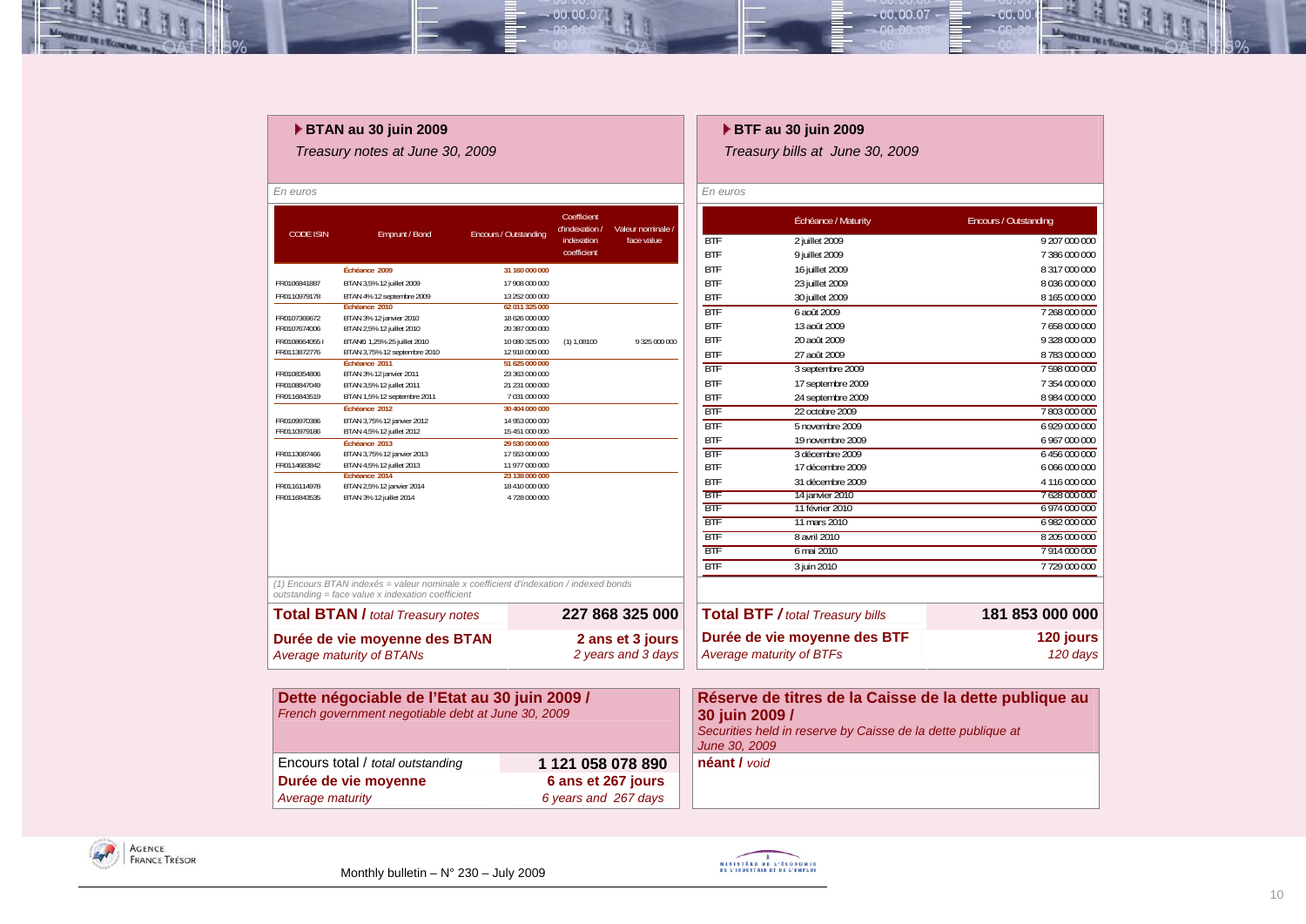## BTAN au 30 juin 2009

*Treasury notes at June 30, 2009*

*En euros*

| CODE ISIN | Emprunt / Bond | Encours / Outstanding | Coefficient d'indexation / indexation coefficient | Valeur nominale / face value |
|---|---|---|---|---|
| | **Échéance 2009** | **31 160 000 000** | | |
| FR0106841887 | BTAN 3,5% 12 juillet 2009 | 17 908 000 000 | | |
| FR0110979178 | BTAN 4% 12 septembre 2009 | 13 252 000 000 | | |
| | **Échéance 2010** | **62 011 325 000** | | |
| FR0107369672 | BTAN 3% 12 janvier 2010 | 18 626 000 000 | | |
| FR0107674006 | BTAN 2,5% 12 juillet 2010 | 20 387 000 000 | | |
| FR0108664055 I | BTAN€i 1,25% 25 juillet 2010 | 10 080 325 000 | (1) 1,08100 | 9 325 000 000 |
| FR0113872776 | BTAN 3,75% 12 septembre 2010 | 12 918 000 000 | | |
| | **Échéance 2011** | **51 625 000 000** | | |
| FR0108354806 | BTAN 3% 12 janvier 2011 | 23 363 000 000 | | |
| FR0108847049 | BTAN 3,5% 12 juillet 2011 | 21 231 000 000 | | |
| FR0116843519 | BTAN 1,5% 12 septembre 2011 | 7 031 000 000 | | |
| | **Échéance 2012** | **30 404 000 000** | | |
| FR0109970386 | BTAN 3,75% 12 janvier 2012 | 14 953 000 000 | | |
| FR0110979186 | BTAN 4,5% 12 juillet 2012 | 15 451 000 000 | | |
| | **Échéance 2013** | **29 530 000 000** | | |
| FR0113087466 | BTAN 3,75% 12 janvier 2013 | 17 553 000 000 | | |
| FR0114683842 | BTAN 4,5% 12 juillet 2013 | 11 977 000 000 | | |
| | **Échéance 2014** | **23 138 000 000** | | |
| FR0116114978 | BTAN 2,5% 12 janvier 2014 | 18 410 000 000 | | |
| FR0116843535 | BTAN 3% 12 juillet 2014 | 4 728 000 000 | | |

*(1) Encours BTAN indexés = valeur nominale x coefficient d'indexation / indexed bonds outstanding = face value x indexation coefficient*

| | |
|---|---|
| **Total BTAN /** *total Treasury notes* | **227 868 325 000** |
| **Durée de vie moyenne des BTAN** *Average maturity of BTANs* | **2 ans et 3 jours** *2 years and 3 days* |

## BTF au 30 juin 2009

*Treasury bills at June 30, 2009*

*En euros*

| | Échéance / Maturity | Encours / Outstanding |
|---|---|---|
| BTF | 2 juillet 2009 | 9 207 000 000 |
| BTF | 9 juillet 2009 | 7 386 000 000 |
| BTF | 16 juillet 2009 | 8 317 000 000 |
| BTF | 23 juillet 2009 | 8 036 000 000 |
| BTF | 30 juillet 2009 | 8 165 000 000 |
| BTF | 6 août 2009 | 7 268 000 000 |
| BTF | 13 août 2009 | 7 658 000 000 |
| BTF | 20 août 2009 | 9 328 000 000 |
| BTF | 27 août 2009 | 8 783 000 000 |
| BTF | 3 septembre 2009 | 7 598 000 000 |
| BTF | 17 septembre 2009 | 7 354 000 000 |
| BTF | 24 septembre 2009 | 8 984 000 000 |
| BTF | 22 octobre 2009 | 7 803 000 000 |
| BTF | 5 novembre 2009 | 6 929 000 000 |
| BTF | 19 novembre 2009 | 6 967 000 000 |
| BTF | 3 décembre 2009 | 6 456 000 000 |
| BTF | 17 décembre 2009 | 6 066 000 000 |
| BTF | 31 décembre 2009 | 4 116 000 000 |
| BTF | 14 janvier 2010 | 7 628 000 000 |
| BTF | 11 février 2010 | 6 974 000 000 |
| BTF | 11 mars 2010 | 6 982 000 000 |
| BTF | 8 avril 2010 | 8 205 000 000 |
| BTF | 6 mai 2010 | 7 914 000 000 |
| BTF | 3 juin 2010 | 7 729 000 000 |

| | |
|---|---|
| **Total BTF /** *total Treasury bills* | **181 853 000 000** |
| **Durée de vie moyenne des BTF** *Average maturity of BTFs* | **120 jours** *120 days* |

## Dette négociable de l'Etat au 30 juin 2009 /

*French government negotiable debt at June 30, 2009*

| | |
|---|---|
| Encours total / *total outstanding* | **1 121 058 078 890** |
| **Durée de vie moyenne** *Average maturity* | **6 ans et 267 jours** *6 years and 267 days* |

## Réserve de titres de la Caisse de la dette publique au 30 juin 2009 /

*Securities held in reserve by Caisse de la dette publique at June 30, 2009*

**néant /** *void*

Monthly bulletin – N° 230 – July 2009